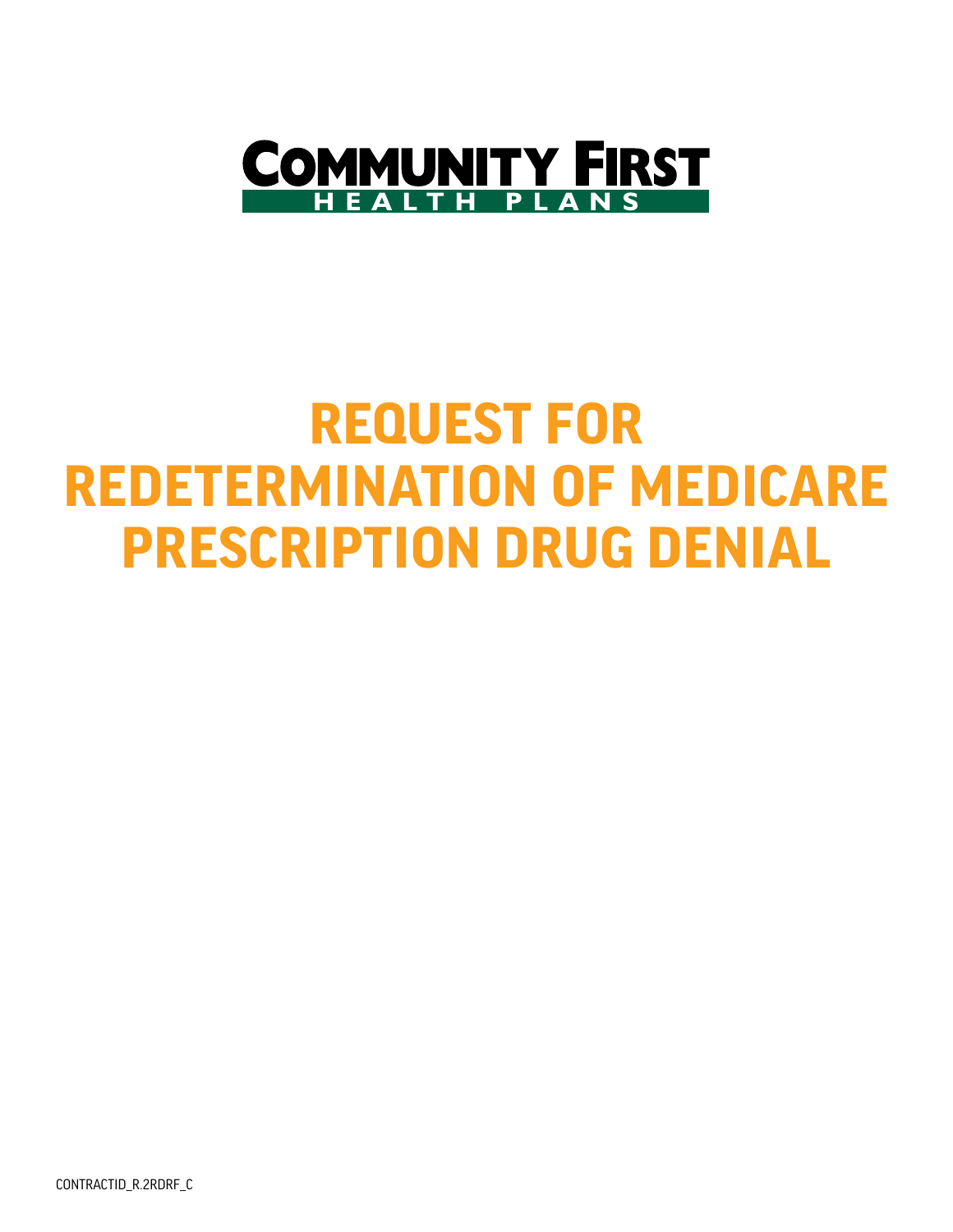COMMUNITY FIRST HEALTH PLANS

# REQUEST FOR REDETERMINATION OF MEDICARE PRESCRIPTION DRUG DENIAL

CONTRACTID_R.2RDRF_C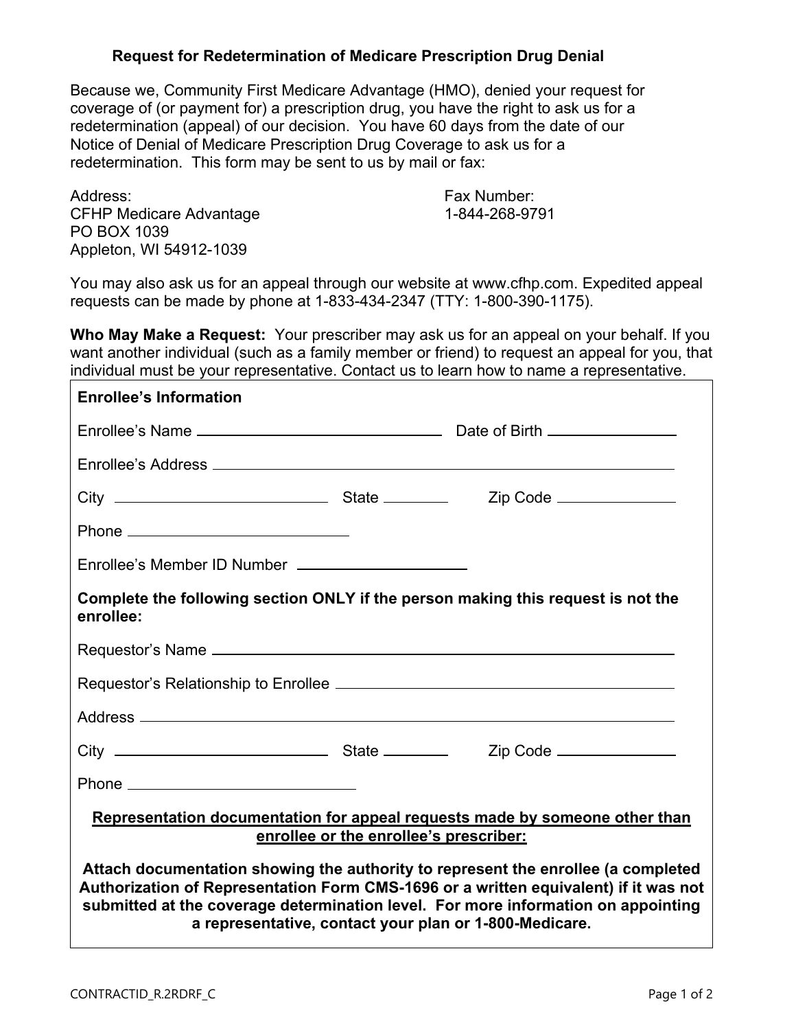# Request for Redetermination of Medicare Prescription Drug Denial

Because we, Community First Medicare Advantage (HMO), denied your request for coverage of (or payment for) a prescription drug, you have the right to ask us for a redetermination (appeal) of our decision. You have 60 days from the date of our Notice of Denial of Medicare Prescription Drug Coverage to ask us for a redetermination. This form may be sent to us by mail or fax:

Address:
CFHP Medicare Advantage
PO BOX 1039
Appleton, WI 54912-1039

Fax Number:
1-844-268-9791

You may also ask us for an appeal through our website at www.cfhp.com. Expedited appeal requests can be made by phone at 1-833-434-2347 (TTY: 1-800-390-1175).

**Who May Make a Request:** Your prescriber may ask us for an appeal on your behalf. If you want another individual (such as a family member or friend) to request an appeal for you, that individual must be your representative. Contact us to learn how to name a representative.

**Enrollee's Information**

Enrollee's Name ______________________ Date of Birth ____________

Enrollee's Address ______________________________________________

City ____________________ State ________ Zip Code ____________

Phone ______________________

Enrollee's Member ID Number ____________________

**Complete the following section ONLY if the person making this request is not the enrollee:**

Requestor's Name ______________________________________________

Requestor's Relationship to Enrollee ______________________________

Address ______________________________________________________

City ____________________ State ________ Zip Code ____________

Phone ______________________

**Representation documentation for appeal requests made by someone other than enrollee or the enrollee's prescriber:**

**Attach documentation showing the authority to represent the enrollee (a completed Authorization of Representation Form CMS-1696 or a written equivalent) if it was not submitted at the coverage determination level. For more information on appointing a representative, contact your plan or 1-800-Medicare.**

CONTRACTID_R.2RDRF_C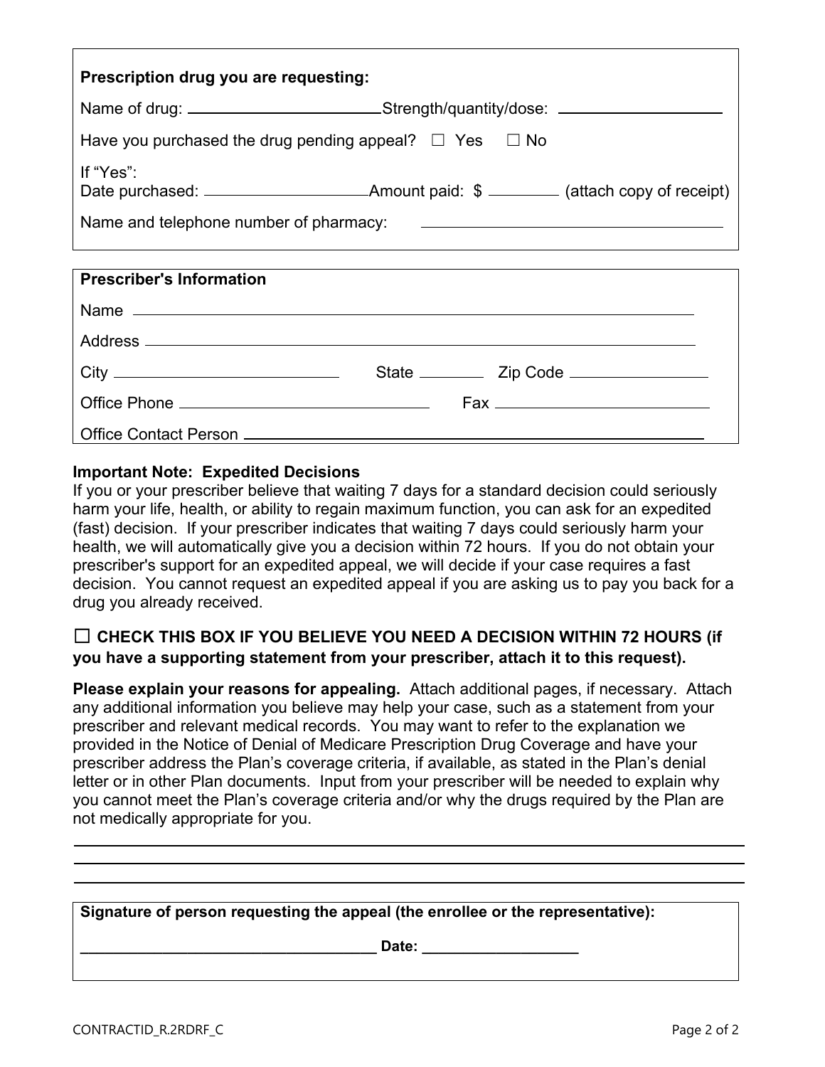**Prescription drug you are requesting:**

Name of drug: \_\_\_\_\_\_\_\_\_\_\_\_\_\_\_\_\_\_\_\_\_\_\_\_ Strength/quantity/dose: \_\_\_\_\_\_\_\_\_\_\_\_\_\_\_\_\_\_\_\_

Have you purchased the drug pending appeal? ☐ Yes ☐ No

If "Yes":
Date purchased: \_\_\_\_\_\_\_\_\_\_\_\_\_\_\_\_\_\_\_\_ Amount paid: $ \_\_\_\_\_\_\_\_\_ (attach copy of receipt)

Name and telephone number of pharmacy: \_\_\_\_\_\_\_\_\_\_\_\_\_\_\_\_\_\_\_\_\_\_\_\_\_\_\_\_\_\_\_\_\_\_\_\_\_\_

**Prescriber's Information**

Name \_\_\_\_\_\_\_\_\_\_\_\_\_\_\_\_\_\_\_\_\_\_\_\_\_\_\_\_\_\_\_\_\_\_\_\_\_\_\_\_\_\_\_\_\_\_\_\_\_\_\_\_\_\_\_\_\_\_\_\_\_\_\_\_\_\_\_\_\_\_

Address \_\_\_\_\_\_\_\_\_\_\_\_\_\_\_\_\_\_\_\_\_\_\_\_\_\_\_\_\_\_\_\_\_\_\_\_\_\_\_\_\_\_\_\_\_\_\_\_\_\_\_\_\_\_\_\_\_\_\_\_\_\_\_\_\_\_\_

City \_\_\_\_\_\_\_\_\_\_\_\_\_\_\_\_\_\_\_\_\_\_\_\_\_\_\_ State \_\_\_\_\_\_\_\_ Zip Code \_\_\_\_\_\_\_\_\_\_\_\_\_\_\_\_\_

Office Phone \_\_\_\_\_\_\_\_\_\_\_\_\_\_\_\_\_\_\_\_\_\_\_\_\_\_\_\_\_\_\_ Fax \_\_\_\_\_\_\_\_\_\_\_\_\_\_\_\_\_\_\_\_\_\_\_\_\_\_

Office Contact Person \_\_\_\_\_\_\_\_\_\_\_\_\_\_\_\_\_\_\_\_\_\_\_\_\_\_\_\_\_\_\_\_\_\_\_\_\_\_\_\_\_\_\_\_\_\_\_\_\_\_\_\_\_\_\_\_

**Important Note: Expedited Decisions**

If you or your prescriber believe that waiting 7 days for a standard decision could seriously harm your life, health, or ability to regain maximum function, you can ask for an expedited (fast) decision. If your prescriber indicates that waiting 7 days could seriously harm your health, we will automatically give you a decision within 72 hours. If you do not obtain your prescriber's support for an expedited appeal, we will decide if your case requires a fast decision. You cannot request an expedited appeal if you are asking us to pay you back for a drug you already received.

**☐ CHECK THIS BOX IF YOU BELIEVE YOU NEED A DECISION WITHIN 72 HOURS (if you have a supporting statement from your prescriber, attach it to this request).**

**Please explain your reasons for appealing.** Attach additional pages, if necessary. Attach any additional information you believe may help your case, such as a statement from your prescriber and relevant medical records. You may want to refer to the explanation we provided in the Notice of Denial of Medicare Prescription Drug Coverage and have your prescriber address the Plan's coverage criteria, if available, as stated in the Plan's denial letter or in other Plan documents. Input from your prescriber will be needed to explain why you cannot meet the Plan's coverage criteria and/or why the drugs required by the Plan are not medically appropriate for you.

\_\_\_\_\_\_\_\_\_\_\_\_\_\_\_\_\_\_\_\_\_\_\_\_\_\_\_\_\_\_\_\_\_\_\_\_\_\_\_\_\_\_\_\_\_\_\_\_\_\_\_\_\_\_\_\_\_\_\_\_\_\_\_\_\_\_\_\_\_\_\_\_\_\_\_\_

\_\_\_\_\_\_\_\_\_\_\_\_\_\_\_\_\_\_\_\_\_\_\_\_\_\_\_\_\_\_\_\_\_\_\_\_\_\_\_\_\_\_\_\_\_\_\_\_\_\_\_\_\_\_\_\_\_\_\_\_\_\_\_\_\_\_\_\_\_\_\_\_\_\_\_\_

\_\_\_\_\_\_\_\_\_\_\_\_\_\_\_\_\_\_\_\_\_\_\_\_\_\_\_\_\_\_\_\_\_\_\_\_\_\_\_\_\_\_\_\_\_\_\_\_\_\_\_\_\_\_\_\_\_\_\_\_\_\_\_\_\_\_\_\_\_\_\_\_\_\_\_\_

**Signature of person requesting the appeal (the enrollee or the representative):**

**\_\_\_\_\_\_\_\_\_\_\_\_\_\_\_\_\_\_\_\_\_\_\_\_\_\_\_\_\_\_\_\_\_\_\_\_ Date: \_\_\_\_\_\_\_\_\_\_\_\_\_\_\_\_\_\_\_**

CONTRACTID_R.2RDRF_C